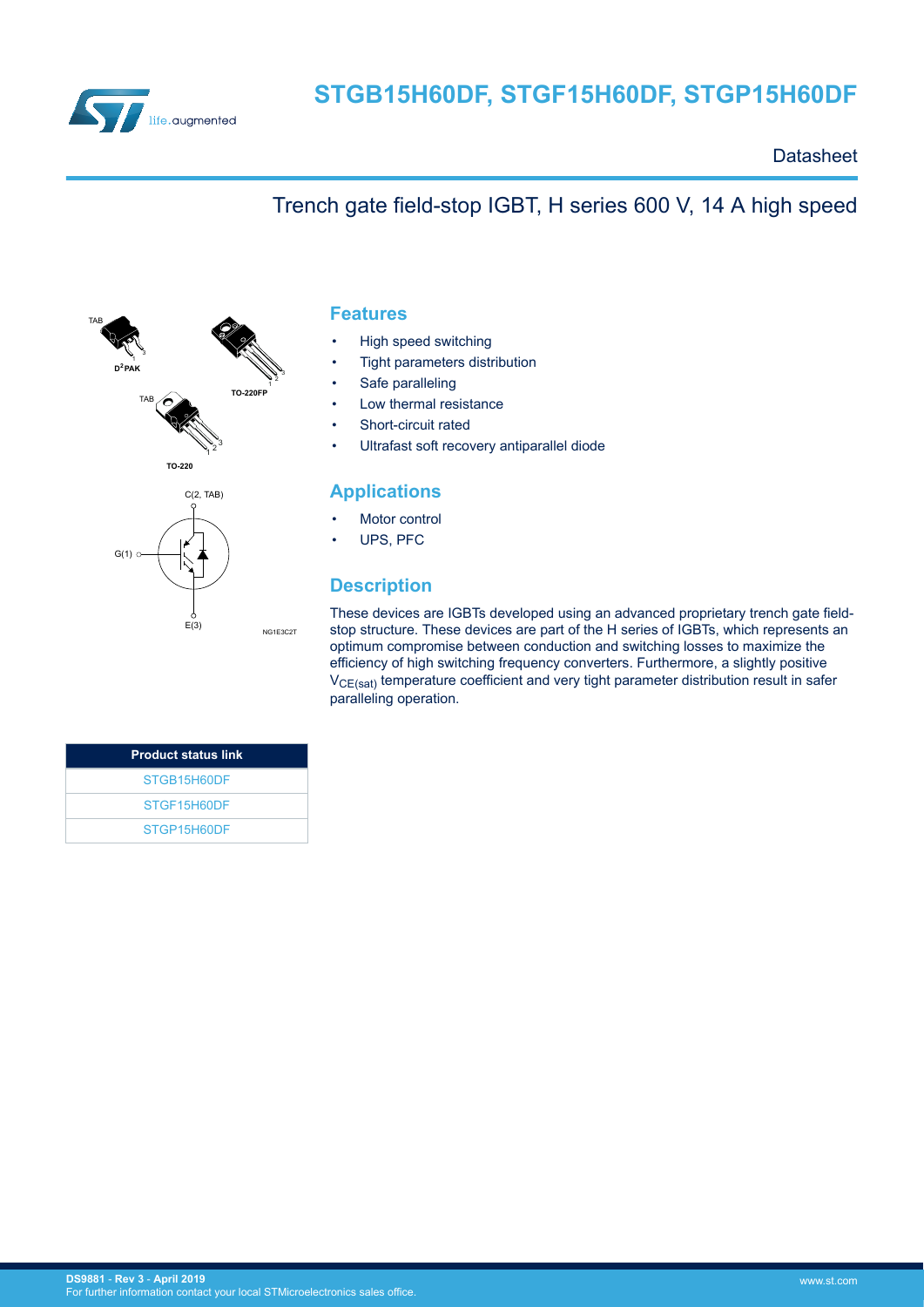# STGB15H60DF, STGF15H60DF, STGP15H60DF

Datasheet

## Trench gate field-stop IGBT, H series 600 V, 14 A high speed

## Features

- High speed switching
- Tight parameters distribution
- Safe paralleling
- Low thermal resistance
- Short-circuit rated
- Ultrafast soft recovery antiparallel diode

## Applications

- Motor control
- UPS, PFC

## Description

These devices are IGBTs developed using an advanced proprietary trench gate field-stop structure. These devices are part of the H series of IGBTs, which represents an optimum compromise between conduction and switching losses to maximize the efficiency of high switching frequency converters. Furthermore, a slightly positive $V_{CE(sat)}$ temperature coefficient and very tight parameter distribution result in safer paralleling operation.

| Product status link |
| --- |
| STGB15H60DF |
| STGF15H60DF |
| STGP15H60DF |

DS9881 - Rev 3 - April 2019
For further information contact your local STMicroelectronics sales office.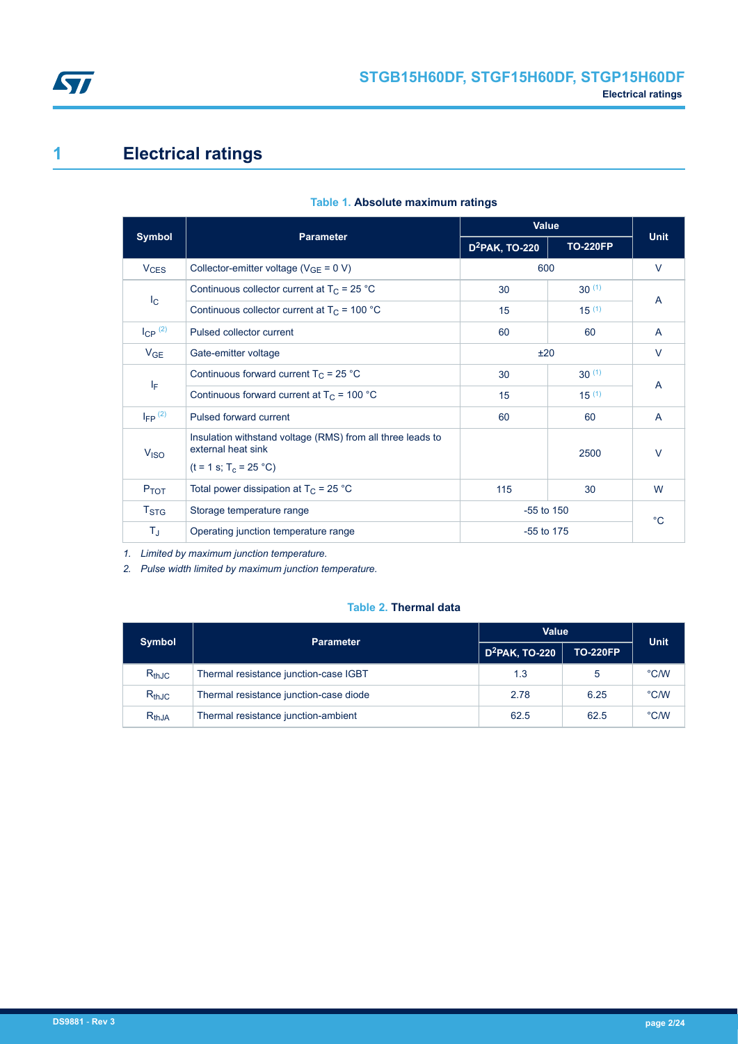# 1 Electrical ratings

**Table 1. Absolute maximum ratings**

| Symbol | Parameter | Value | | Unit |
|---|---|---|---|---|
| | | $D^2PAK$, TO-220 | TO-220FP | |
| $V_{CES}$ | Collector-emitter voltage ($V_{GE}$ = 0 V) | 600 | | V |
| $I_C$ | Continuous collector current at $T_C$ = 25 °C | 30 | 30 (1) | A |
| | Continuous collector current at $T_C$ = 100 °C | 15 | 15 (1) | |
| $I_{CP}$ (2) | Pulsed collector current | 60 | 60 | A |
| $V_{GE}$ | Gate-emitter voltage | ±20 | | V |
| $I_F$ | Continuous forward current $T_C$ = 25 °C | 30 | 30 (1) | A |
| | Continuous forward current at $T_C$ = 100 °C | 15 | 15 (1) | |
| $I_{FP}$ (2) | Pulsed forward current | 60 | 60 | A |
| $V_{ISO}$ | Insulation withstand voltage (RMS) from all three leads to external heat sink (t = 1 s; $T_c$ = 25 °C) | | 2500 | V |
| $P_{TOT}$ | Total power dissipation at $T_C$ = 25 °C | 115 | 30 | W |
| $T_{STG}$ | Storage temperature range | -55 to 150 | | °C |
| $T_J$ | Operating junction temperature range | -55 to 175 | | |

*1. Limited by maximum junction temperature.*

*2. Pulse width limited by maximum junction temperature.*

**Table 2. Thermal data**

| Symbol | Parameter | Value | | Unit |
|---|---|---|---|---|
| | | $D^2PAK$, TO-220 | TO-220FP | |
| $R_{thJC}$ | Thermal resistance junction-case IGBT | 1.3 | 5 | °C/W |
| $R_{thJC}$ | Thermal resistance junction-case diode | 2.78 | 6.25 | °C/W |
| $R_{thJA}$ | Thermal resistance junction-ambient | 62.5 | 62.5 | °C/W |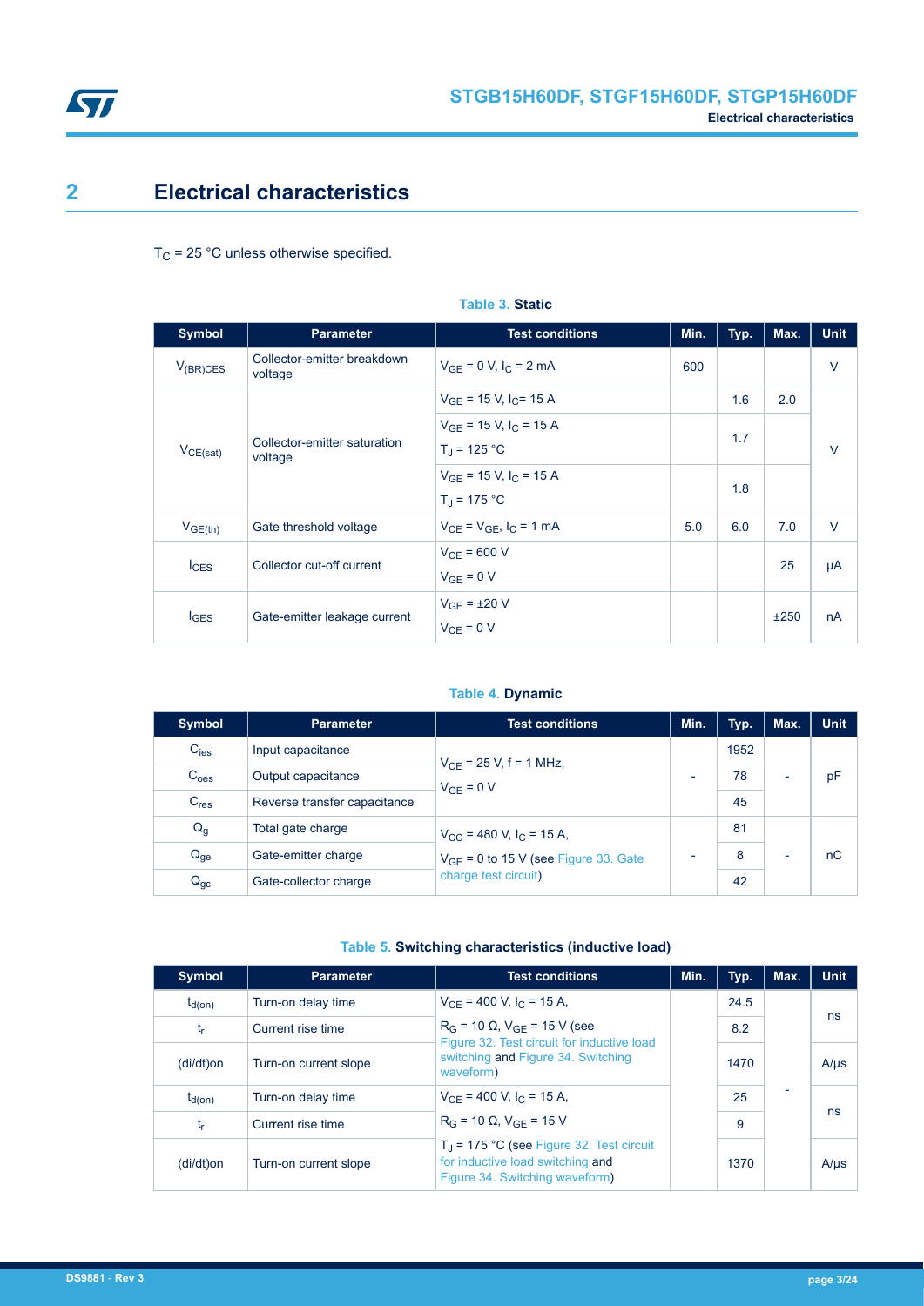# 2 Electrical characteristics

$T_C$ = 25 °C unless otherwise specified.

**Table 3. Static**

| Symbol | Parameter | Test conditions | Min. | Typ. | Max. | Unit |
|---|---|---|---|---|---|---|
| $V_{(BR)CES}$ | Collector-emitter breakdown voltage | $V_{GE}$ = 0 V, $I_C$ = 2 mA | 600 | | | V |
| $V_{CE(sat)}$ | Collector-emitter saturation voltage | $V_{GE}$ = 15 V, $I_C$= 15 A | | 1.6 | 2.0 | V |
| | | $V_{GE}$ = 15 V, $I_C$ = 15 A $T_J$ = 125 °C | | 1.7 | | |
| | | $V_{GE}$ = 15 V, $I_C$ = 15 A $T_J$ = 175 °C | | 1.8 | | |
| $V_{GE(th)}$ | Gate threshold voltage | $V_{CE}$ = $V_{GE}$, $I_C$ = 1 mA | 5.0 | 6.0 | 7.0 | V |
| $I_{CES}$ | Collector cut-off current | $V_{CE}$ = 600 V $V_{GE}$ = 0 V | | | 25 | µA |
| $I_{GES}$ | Gate-emitter leakage current | $V_{GE}$ = ±20 V $V_{CE}$ = 0 V | | | ±250 | nA |

**Table 4. Dynamic**

| Symbol | Parameter | Test conditions | Min. | Typ. | Max. | Unit |
|---|---|---|---|---|---|---|
| $C_{ies}$ | Input capacitance | $V_{CE}$ = 25 V, f = 1 MHz, $V_{GE}$ = 0 V | - | 1952 | - | pF |
| $C_{oes}$ | Output capacitance | | | 78 | | |
| $C_{res}$ | Reverse transfer capacitance | | | 45 | | |
| $Q_g$ | Total gate charge | $V_{CC}$ = 480 V, $I_C$ = 15 A, $V_{GE}$ = 0 to 15 V (see Figure 33. Gate charge test circuit) | - | 81 | - | nC |
| $Q_{ge}$ | Gate-emitter charge | | | 8 | | |
| $Q_{gc}$ | Gate-collector charge | | | 42 | | |

**Table 5. Switching characteristics (inductive load)**

| Symbol | Parameter | Test conditions | Min. | Typ. | Max. | Unit |
|---|---|---|---|---|---|---|
| $t_{d(on)}$ | Turn-on delay time | $V_{CE}$ = 400 V, $I_C$ = 15 A, $R_G$ = 10 Ω, $V_{GE}$ = 15 V (see Figure 32. Test circuit for inductive load switching and Figure 34. Switching waveform) | | 24.5 | - | ns |
| $t_r$ | Current rise time | | | 8.2 | | |
| (di/dt)on | Turn-on current slope | | | 1470 | | A/µs |
| $t_{d(on)}$ | Turn-on delay time | $V_{CE}$ = 400 V, $I_C$ = 15 A, $R_G$ = 10 Ω, $V_{GE}$ = 15 V $T_J$ = 175 °C (see Figure 32. Test circuit for inductive load switching and Figure 34. Switching waveform) | | 25 | | ns |
| $t_r$ | Current rise time | | | 9 | | |
| (di/dt)on | Turn-on current slope | | | 1370 | | A/µs |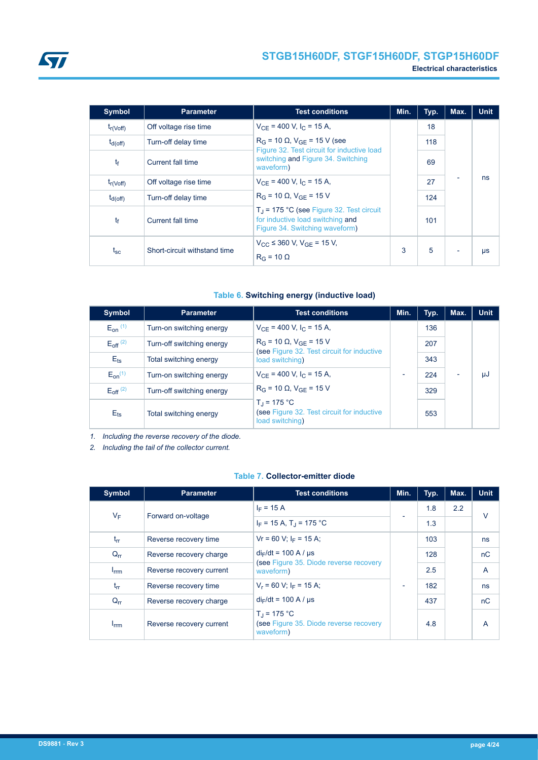| Symbol | Parameter | Test conditions | Min. | Typ. | Max. | Unit |
|---|---|---|---|---|---|---|
| $t_{r(Voff)}$ | Off voltage rise time | $V_{CE}$ = 400 V, $I_C$ = 15 A, $R_G$ = 10 Ω, $V_{GE}$ = 15 V (see Figure 32. Test circuit for inductive load switching and Figure 34. Switching waveform) | | 18 | - | ns |
| $t_{d(off)}$ | Turn-off delay time | | | 118 | | |
| $t_f$ | Current fall time | | | 69 | | |
| $t_{r(Voff)}$ | Off voltage rise time | $V_{CE}$ = 400 V, $I_C$ = 15 A, $R_G$ = 10 Ω, $V_{GE}$ = 15 V $T_J$ = 175 °C (see Figure 32. Test circuit for inductive load switching and Figure 34. Switching waveform) | | 27 | | |
| $t_{d(off)}$ | Turn-off delay time | | | 124 | | |
| $t_f$ | Current fall time | | | 101 | | |
| $t_{sc}$ | Short-circuit withstand time | $V_{CC}$ ≤ 360 V, $V_{GE}$ = 15 V, $R_G$ = 10 Ω | 3 | 5 | - | µs |

**Table 6. Switching energy (inductive load)**

| Symbol | Parameter | Test conditions | Min. | Typ. | Max. | Unit |
|---|---|---|---|---|---|---|
| $E_{on}$ [1] | Turn-on switching energy | $V_{CE}$ = 400 V, $I_C$ = 15 A, $R_G$ = 10 Ω, $V_{GE}$ = 15 V (see Figure 32. Test circuit for inductive load switching) | - | 136 | - | µJ |
| $E_{off}$ [2] | Turn-off switching energy | | | 207 | | |
| $E_{ts}$ | Total switching energy | | | 343 | | |
| $E_{on}$ [1] | Turn-on switching energy | $V_{CE}$ = 400 V, $I_C$ = 15 A, $R_G$ = 10 Ω, $V_{GE}$ = 15 V $T_J$ = 175 °C (see Figure 32. Test circuit for inductive load switching) | | 224 | | |
| $E_{off}$ [2] | Turn-off switching energy | | | 329 | | |
| $E_{ts}$ | Total switching energy | | | 553 | | |

1. *Including the reverse recovery of the diode.*
2. *Including the tail of the collector current.*

**Table 7. Collector-emitter diode**

| Symbol | Parameter | Test conditions | Min. | Typ. | Max. | Unit |
|---|---|---|---|---|---|---|
| $V_F$ | Forward on-voltage | $I_F$ = 15 A | - | 1.8 | 2.2 | V |
| | | $I_F$ = 15 A, $T_J$ = 175 °C | | 1.3 | | |
| $t_{rr}$ | Reverse recovery time | Vr = 60 V; $I_F$ = 15 A; $di_F/dt$ = 100 A / µs (see Figure 35. Diode reverse recovery waveform) | - | 103 | | ns |
| $Q_{rr}$ | Reverse recovery charge | | | 128 | | nC |
| $I_{rrm}$ | Reverse recovery current | | | 2.5 | | A |
| $t_{rr}$ | Reverse recovery time | $V_r$ = 60 V; $I_F$ = 15 A; $di_F/dt$ = 100 A / µs $T_J$ = 175 °C (see Figure 35. Diode reverse recovery waveform) | | 182 | | ns |
| $Q_{rr}$ | Reverse recovery charge | | | 437 | | nC |
| $I_{rrm}$ | Reverse recovery current | | | 4.8 | | A |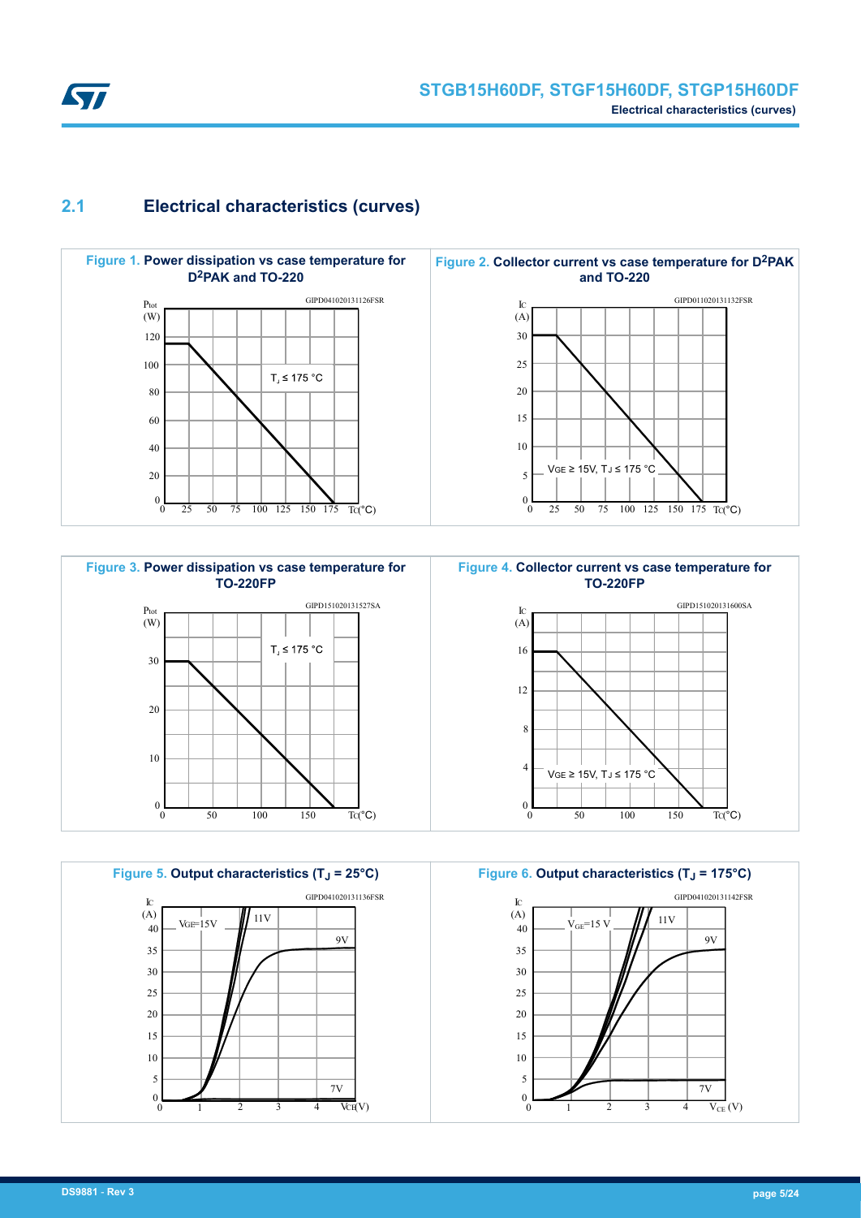## 2.1 Electrical characteristics (curves)

**Figure 1. Power dissipation vs case temperature for D²PAK and TO-220**

**Figure 2. Collector current vs case temperature for D²PAK and TO-220**

**Figure 3. Power dissipation vs case temperature for TO-220FP**

**Figure 4. Collector current vs case temperature for TO-220FP**

**Figure 5. Output characteristics ($T_J$ = 25°C)**

**Figure 6. Output characteristics ($T_J$ = 175°C)**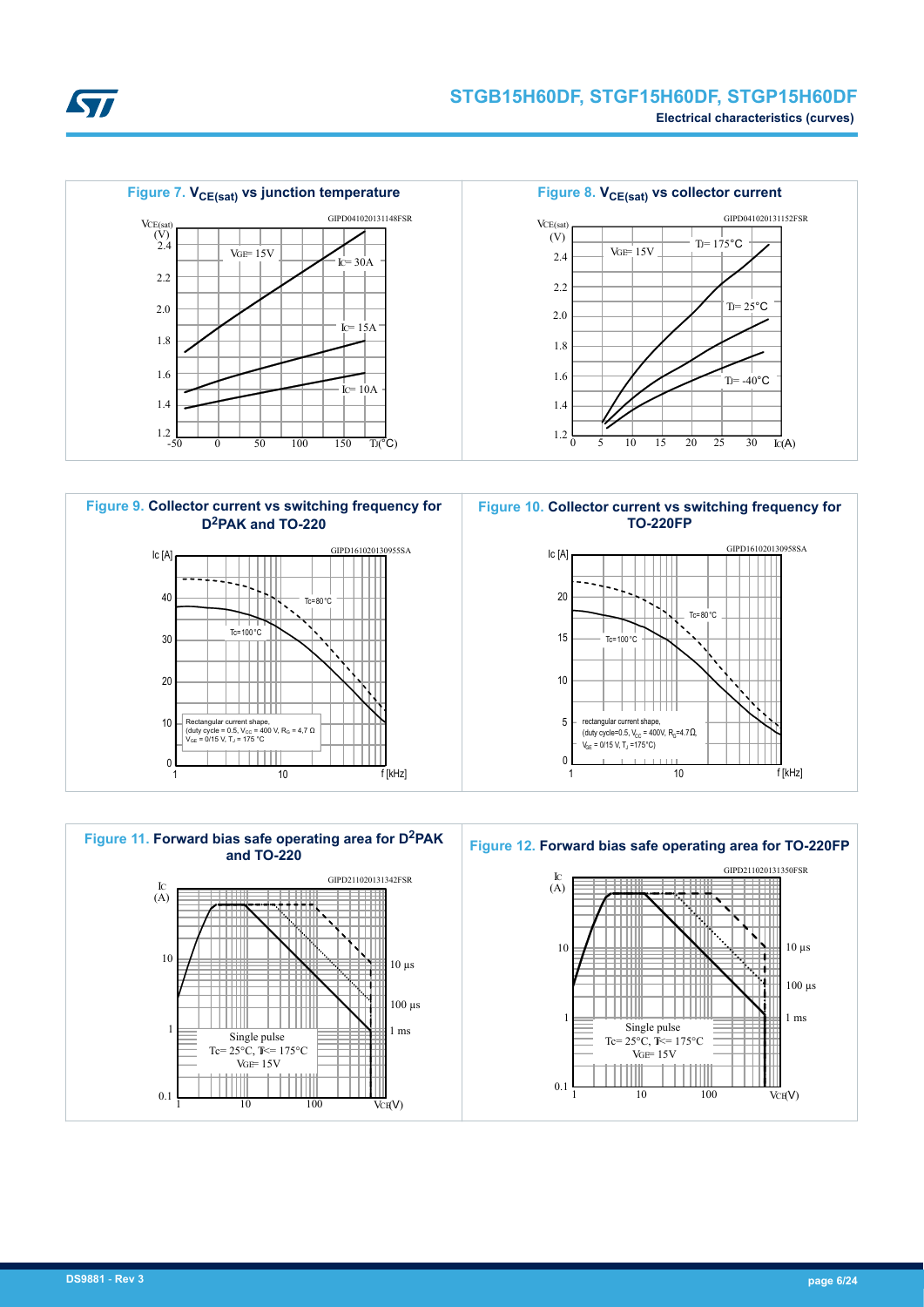**Figure 7. $V_{CE(sat)}$ vs junction temperature**

**Figure 8. $V_{CE(sat)}$ vs collector current**

**Figure 9. Collector current vs switching frequency for $D^2PAK$ and TO-220**

**Figure 10. Collector current vs switching frequency for TO-220FP**

**Figure 11. Forward bias safe operating area for $D^2PAK$ and TO-220**

**Figure 12. Forward bias safe operating area for TO-220FP**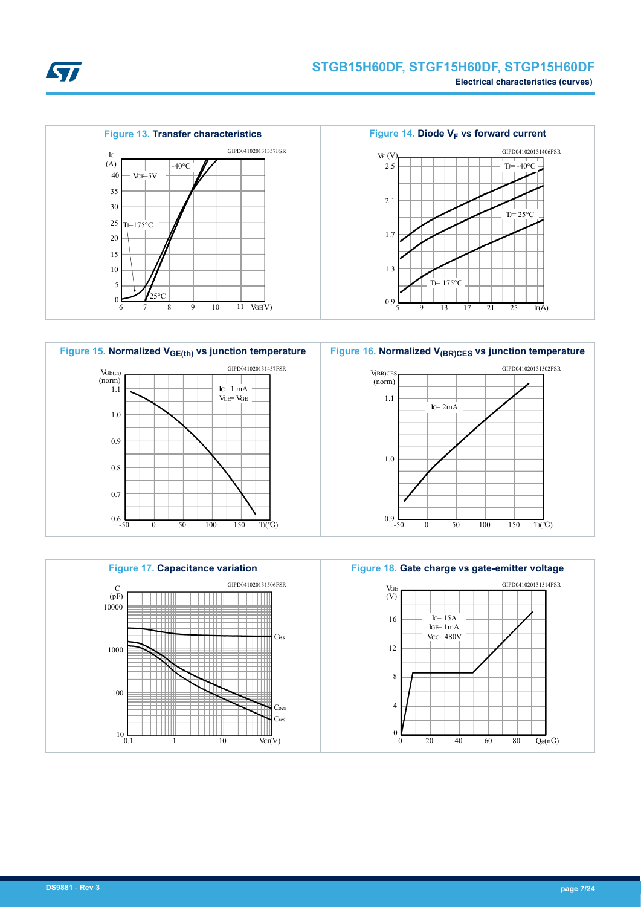**Figure 13. Transfer characteristics**

**Figure 14. Diode $V_F$ vs forward current**

**Figure 15. Normalized $V_{GE(th)}$ vs junction temperature**

**Figure 16. Normalized $V_{(BR)CES}$ vs junction temperature**

**Figure 17. Capacitance variation**

**Figure 18. Gate charge vs gate-emitter voltage**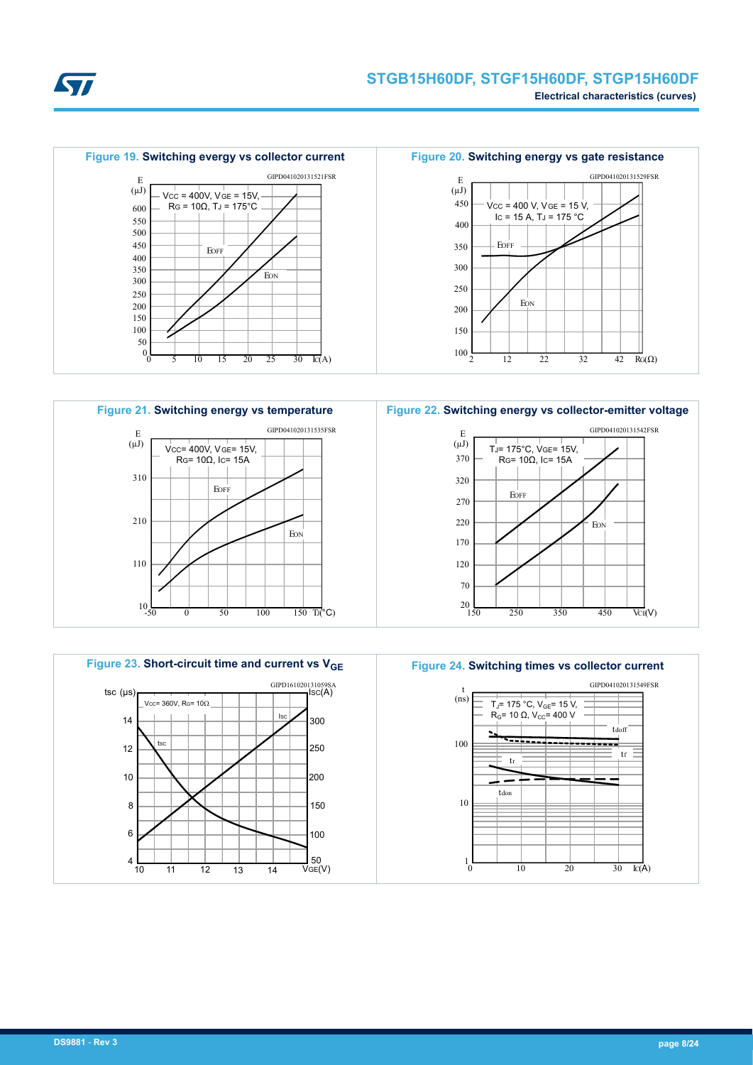**Figure 19. Switching evergy vs collector current**

GIPD041020131521FSR

$V_{CC}$ = 400V, $V_{GE}$ = 15V, $R_G$ = 10Ω, $T_J$ = 175°C

**Figure 20. Switching energy vs gate resistance**

GIPD041020131529FSR

$V_{CC}$ = 400 V, $V_{GE}$ = 15 V, $I_C$ = 15 A, $T_J$ = 175 °C

**Figure 21. Switching energy vs temperature**

GIPD041020131535FSR

$V_{CC}$= 400V, $V_{GE}$= 15V, $R_G$= 10Ω, $I_C$= 15A

**Figure 22. Switching energy vs collector-emitter voltage**

GIPD041020131542FSR

$T_J$= 175°C, $V_{GE}$= 15V, $R_G$= 10Ω, $I_C$= 15A

**Figure 23. Short-circuit time and current vs $V_{GE}$**

GIPD161020131059SA

$V_{CC}$= 360V, $R_G$= 10Ω

**Figure 24. Switching times vs collector current**

GIPD041020131549FSR

$T_J$= 175 °C, $V_{GE}$= 15 V, $R_G$= 10 Ω, $V_{CC}$= 400 V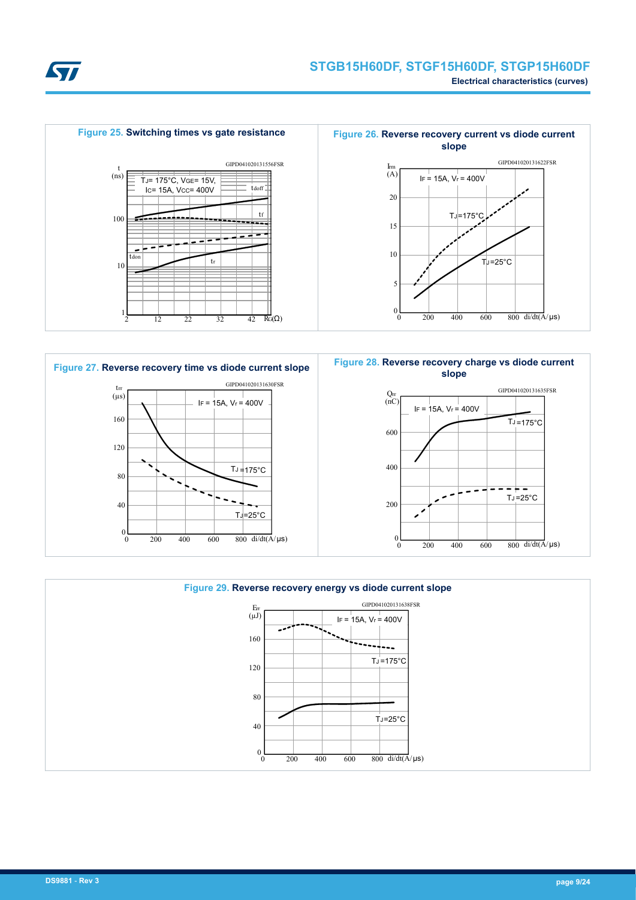**Figure 25. Switching times vs gate resistance**

GIPD041020131556FSR

t (ns)

$T_J$= 175°C, $V_{GE}$= 15V, $I_C$= 15A, $V_{CC}$= 400V

$t_{doff}$

$t_f$

$t_{don}$

$t_r$

$R_G$(Ω)

**Figure 26. Reverse recovery current vs diode current slope**

GIPD041020131622FSR

$I_{rm}$ (A)

$I_F$ = 15A, $V_r$ = 400V

$T_J$=175°C

$T_J$=25°C

di/dt(A/μs)

**Figure 27. Reverse recovery time vs diode current slope**

GIPD041020131630FSR

$t_{rr}$ (μs)

$I_F$ = 15A, $V_r$ = 400V

$T_J$ =175°C

$T_J$=25°C

di/dt(A/μs)

**Figure 28. Reverse recovery charge vs diode current slope**

GIPD041020131635FSR

$Q_{rr}$ (nC)

$I_F$ = 15A, $V_r$ = 400V

$T_J$ =175°C

$T_J$ =25°C

di/dt(A/μs)

**Figure 29. Reverse recovery energy vs diode current slope**

GIPD041020131638FSR

$E_{rr}$ (μJ)

$I_F$ = 15A, $V_r$ = 400V

$T_J$ =175°C

$T_J$=25°C

di/dt(A/μs)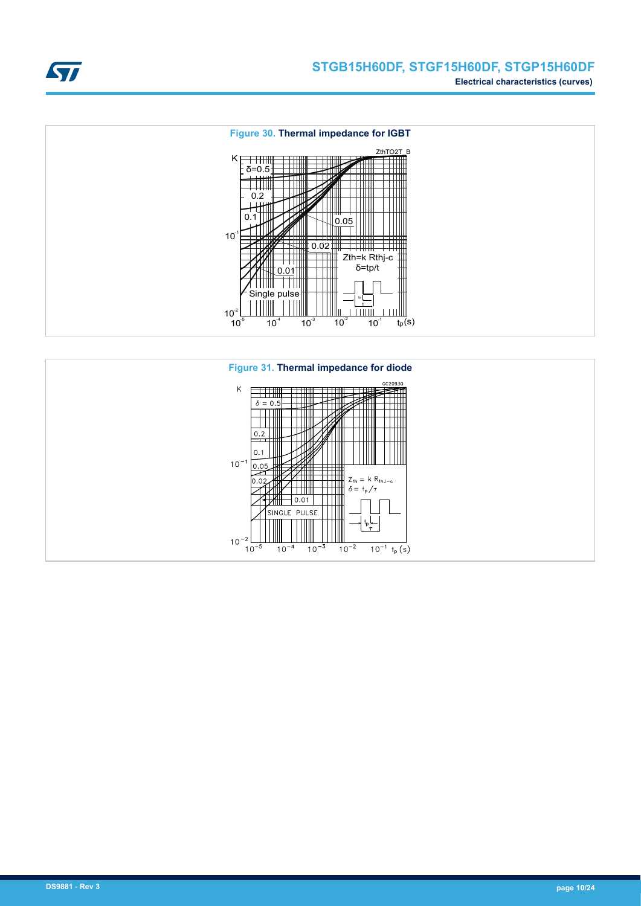**Figure 30. Thermal impedance for IGBT**

**Figure 31. Thermal impedance for diode**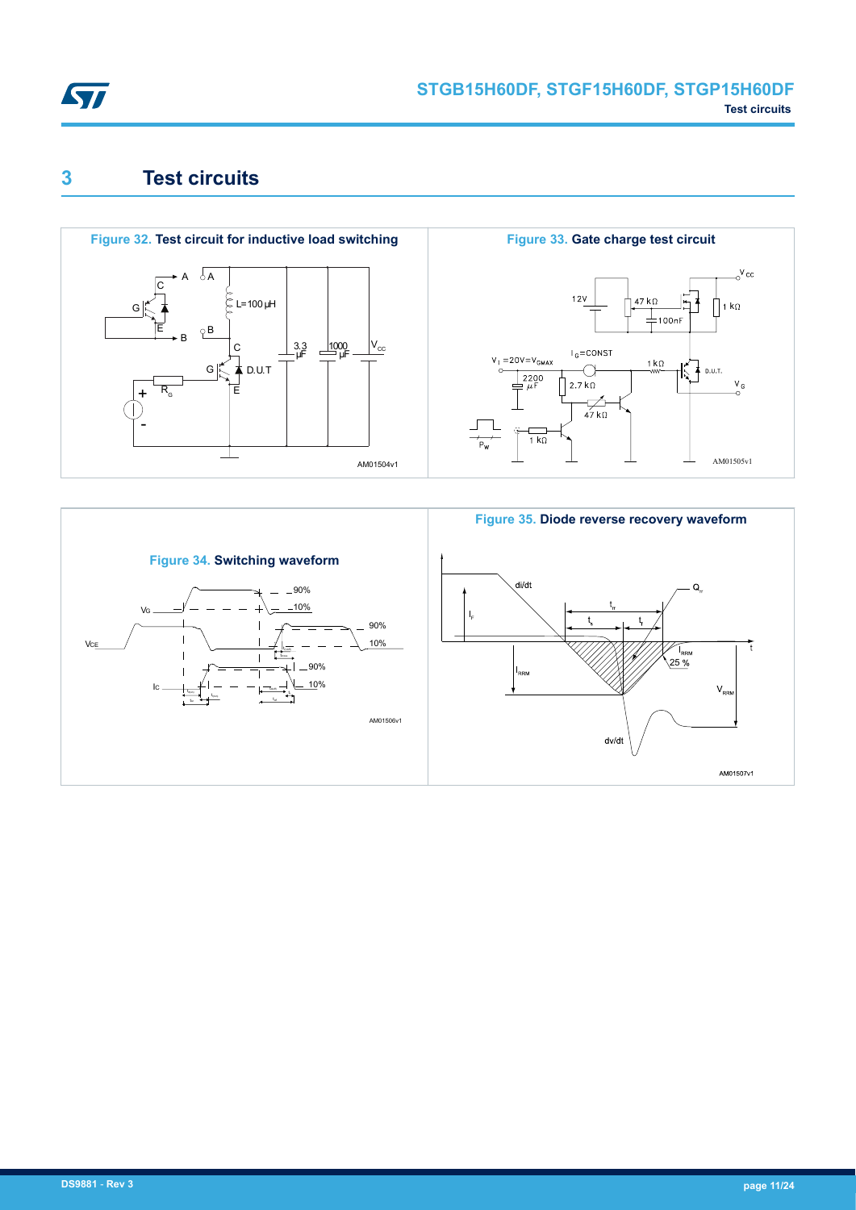# 3 Test circuits

Figure 32. Test circuit for inductive load switching

Figure 33. Gate charge test circuit

Figure 34. Switching waveform

Figure 35. Diode reverse recovery waveform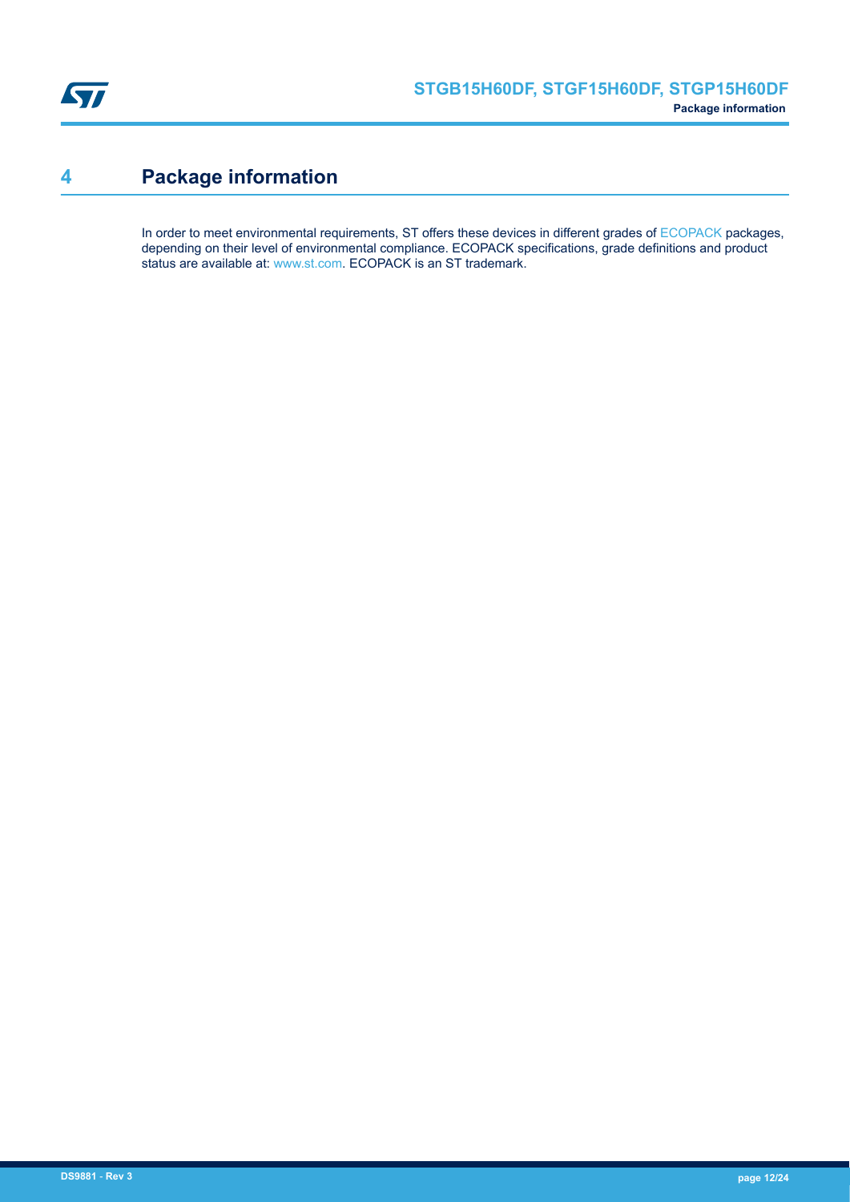# 4 Package information

In order to meet environmental requirements, ST offers these devices in different grades of ECOPACK packages, depending on their level of environmental compliance. ECOPACK specifications, grade definitions and product status are available at: www.st.com. ECOPACK is an ST trademark.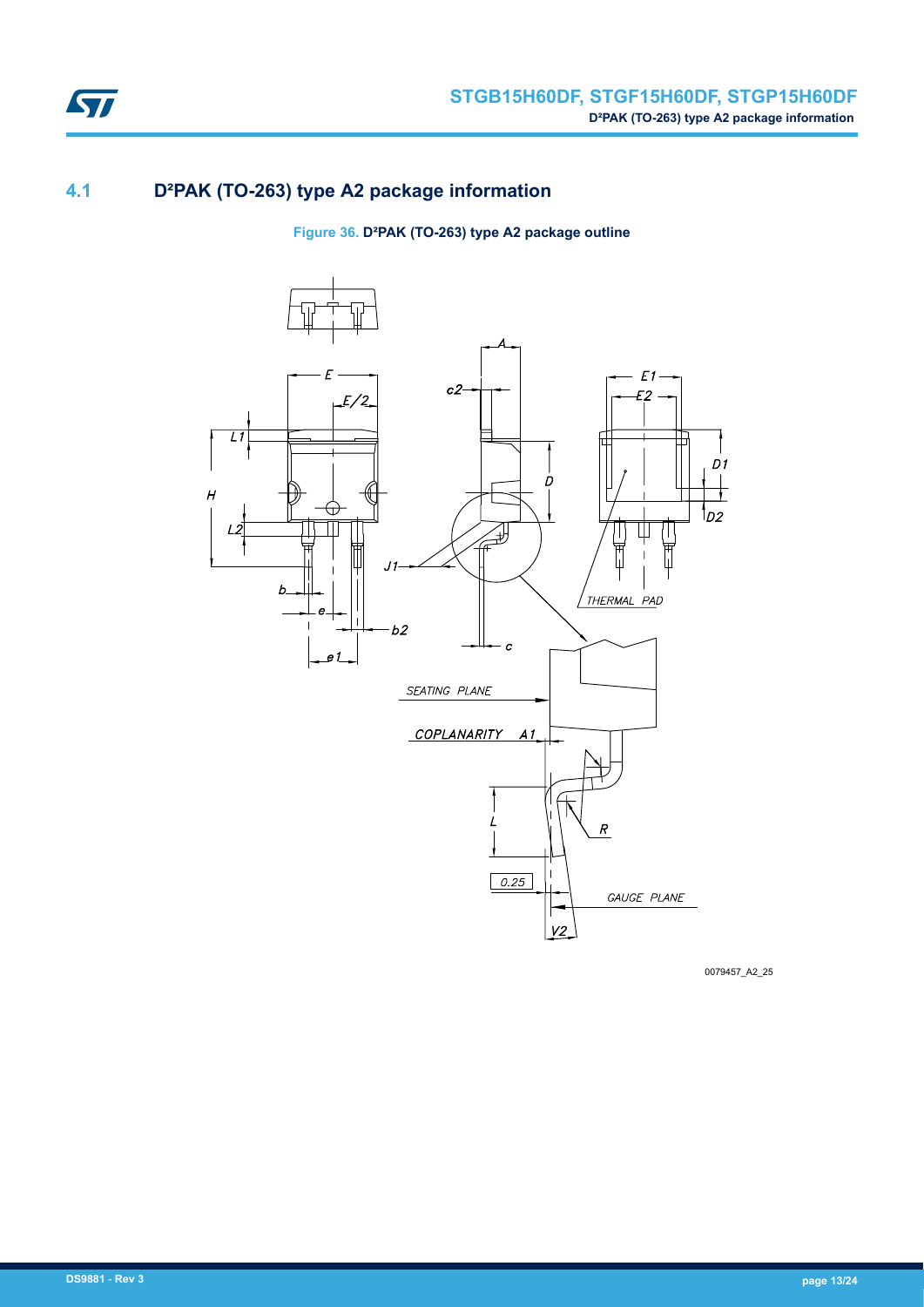## 4.1 D²PAK (TO-263) type A2 package information

**Figure 36. D²PAK (TO-263) type A2 package outline**

0079457_A2_25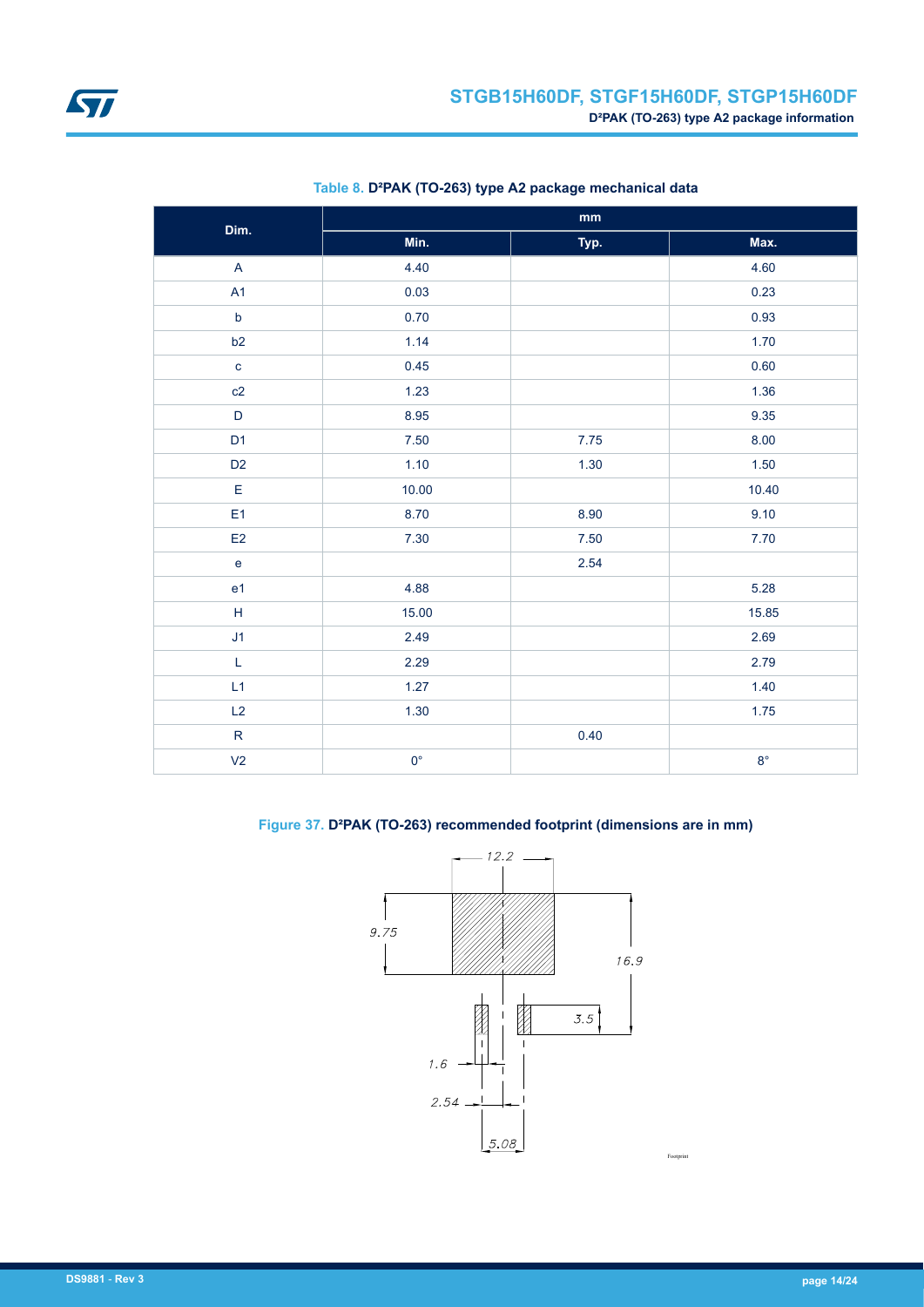Table 8. D²PAK (TO-263) type A2 package mechanical data

| Dim. | mm | | |
|---|---|---|---|
| | Min. | Typ. | Max. |
| A | 4.40 | | 4.60 |
| A1 | 0.03 | | 0.23 |
| b | 0.70 | | 0.93 |
| b2 | 1.14 | | 1.70 |
| c | 0.45 | | 0.60 |
| c2 | 1.23 | | 1.36 |
| D | 8.95 | | 9.35 |
| D1 | 7.50 | 7.75 | 8.00 |
| D2 | 1.10 | 1.30 | 1.50 |
| E | 10.00 | | 10.40 |
| E1 | 8.70 | 8.90 | 9.10 |
| E2 | 7.30 | 7.50 | 7.70 |
| e | | 2.54 | |
| e1 | 4.88 | | 5.28 |
| H | 15.00 | | 15.85 |
| J1 | 2.49 | | 2.69 |
| L | 2.29 | | 2.79 |
| L1 | 1.27 | | 1.40 |
| L2 | 1.30 | | 1.75 |
| R | | 0.40 | |
| V2 | 0° | | 8° |

Figure 37. D²PAK (TO-263) recommended footprint (dimensions are in mm)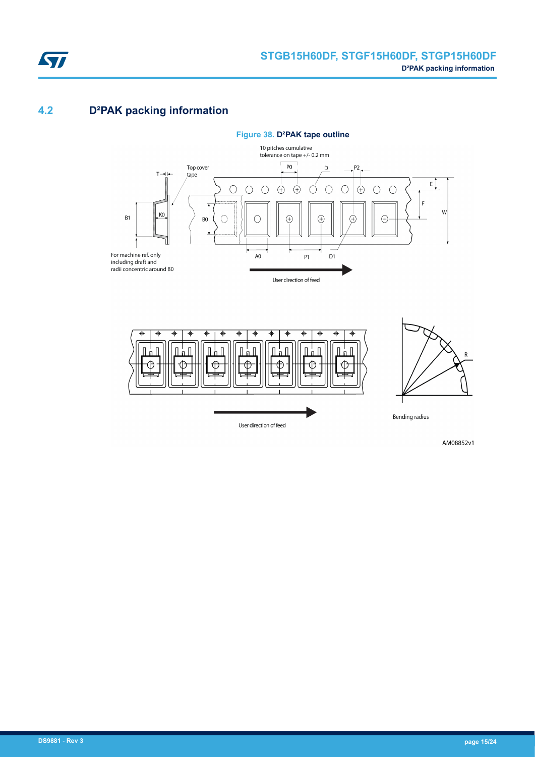## 4.2 D²PAK packing information

**Figure 38. D²PAK tape outline**

10 pitches cumulative tolerance on tape +/- 0.2 mm

Top cover tape

T, K0, B1, B0, P0, D, P2, E, F, W, A0, P1, D1

For machine ref. only including draft and radii concentric around B0

User direction of feed

User direction of feed

R

Bending radius

AM08852v1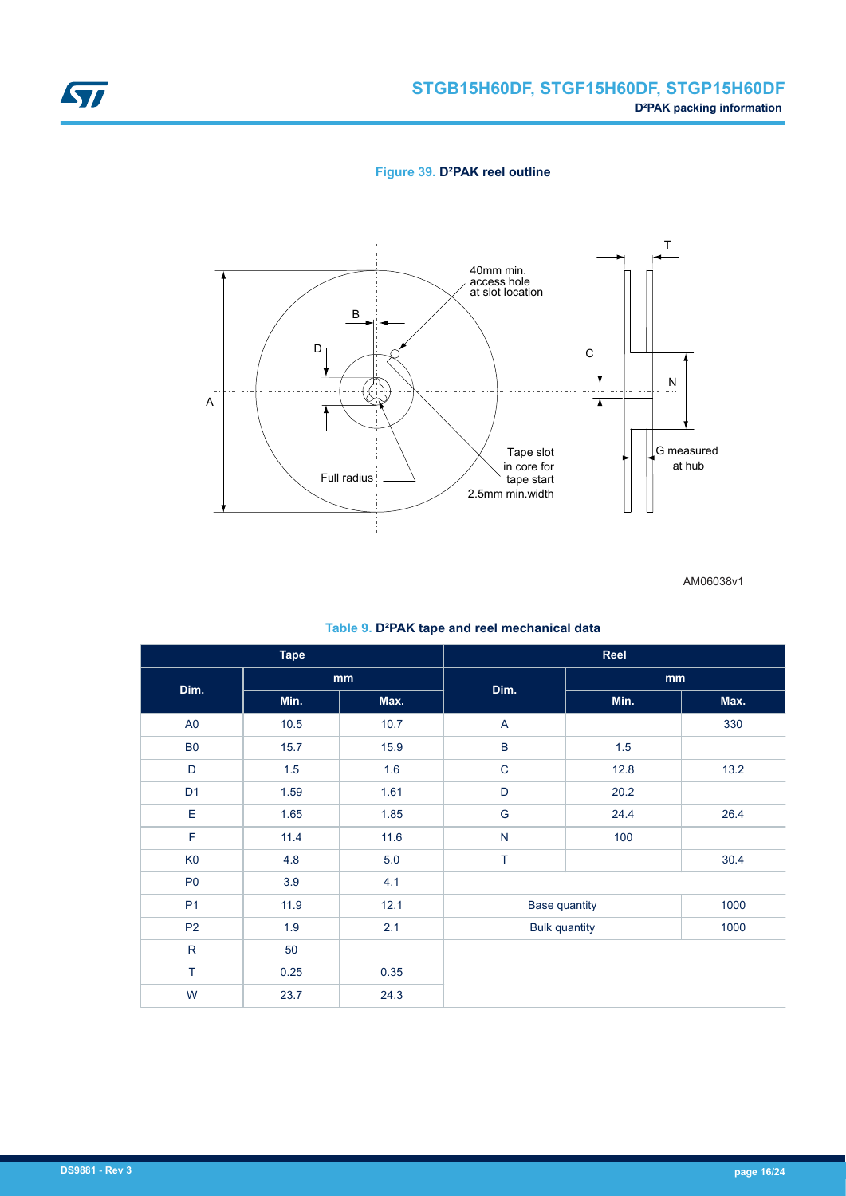**Figure 39. D²PAK reel outline**

AM06038v1

**Table 9. D²PAK tape and reel mechanical data**

| Tape | | | Reel | | |
|---|---|---|---|---|---|
| Dim. | mm | | Dim. | mm | |
| | Min. | Max. | | Min. | Max. |
| A0 | 10.5 | 10.7 | A | | 330 |
| B0 | 15.7 | 15.9 | B | 1.5 | |
| D | 1.5 | 1.6 | C | 12.8 | 13.2 |
| D1 | 1.59 | 1.61 | D | 20.2 | |
| E | 1.65 | 1.85 | G | 24.4 | 26.4 |
| F | 11.4 | 11.6 | N | 100 | |
| K0 | 4.8 | 5.0 | T | | 30.4 |
| P0 | 3.9 | 4.1 | | | |
| P1 | 11.9 | 12.1 | Base quantity | | 1000 |
| P2 | 1.9 | 2.1 | Bulk quantity | | 1000 |
| R | 50 | | | | |
| T | 0.25 | 0.35 | | | |
| W | 23.7 | 24.3 | | | |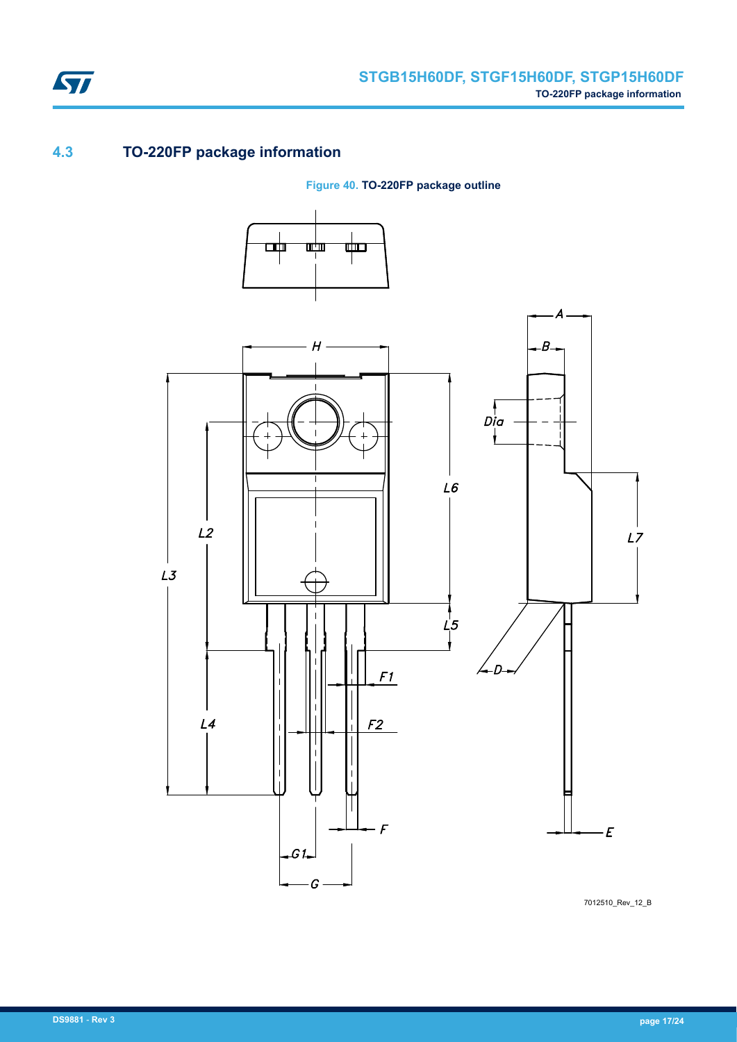## 4.3 TO-220FP package information

**Figure 40. TO-220FP package outline**

7012510_Rev_12_B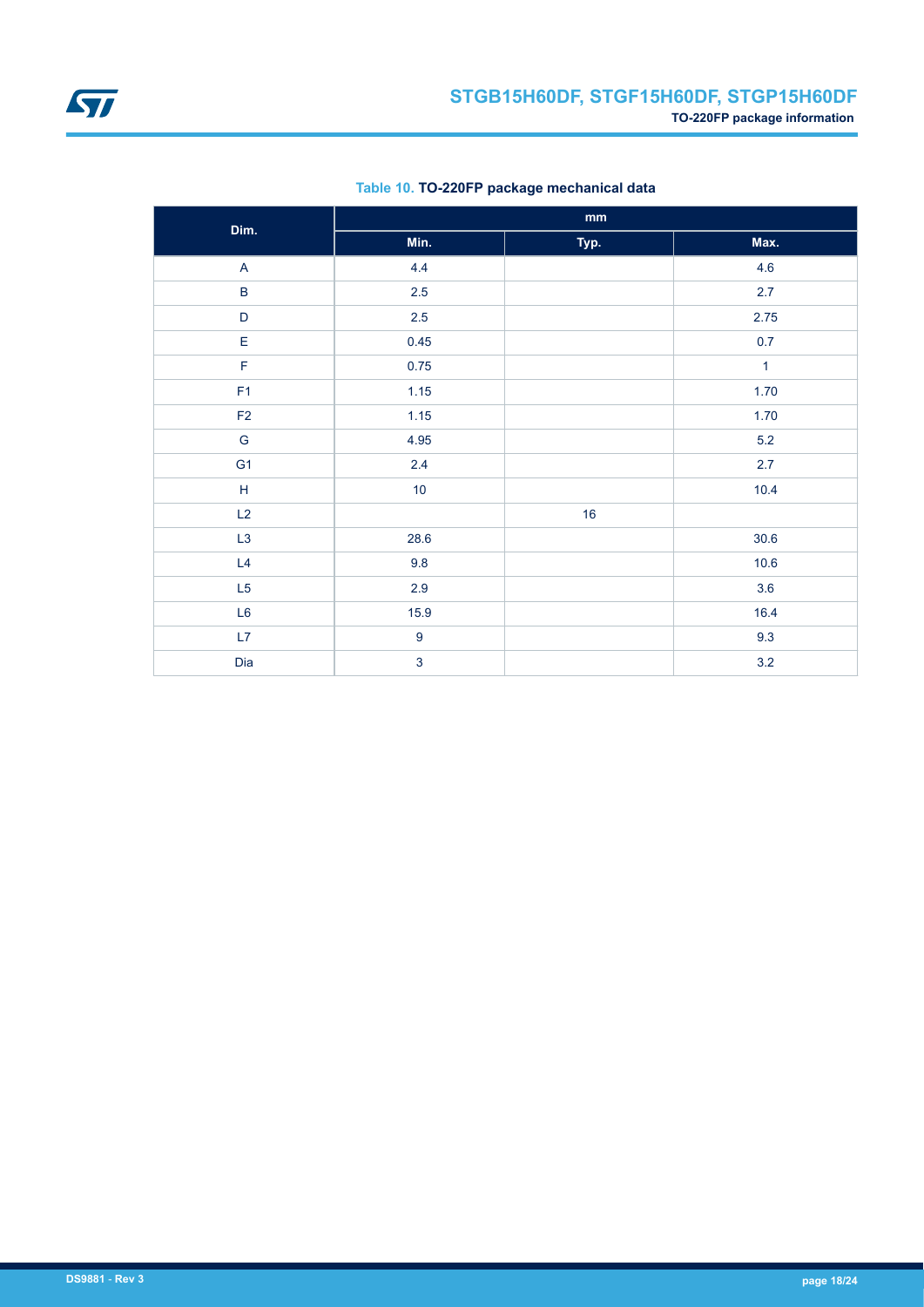**Table 10. TO-220FP package mechanical data**

| Dim. | mm | | |
|---|---|---|---|
| | Min. | Typ. | Max. |
| A | 4.4 | | 4.6 |
| B | 2.5 | | 2.7 |
| D | 2.5 | | 2.75 |
| E | 0.45 | | 0.7 |
| F | 0.75 | | 1 |
| F1 | 1.15 | | 1.70 |
| F2 | 1.15 | | 1.70 |
| G | 4.95 | | 5.2 |
| G1 | 2.4 | | 2.7 |
| H | 10 | | 10.4 |
| L2 | | 16 | |
| L3 | 28.6 | | 30.6 |
| L4 | 9.8 | | 10.6 |
| L5 | 2.9 | | 3.6 |
| L6 | 15.9 | | 16.4 |
| L7 | 9 | | 9.3 |
| Dia | 3 | | 3.2 |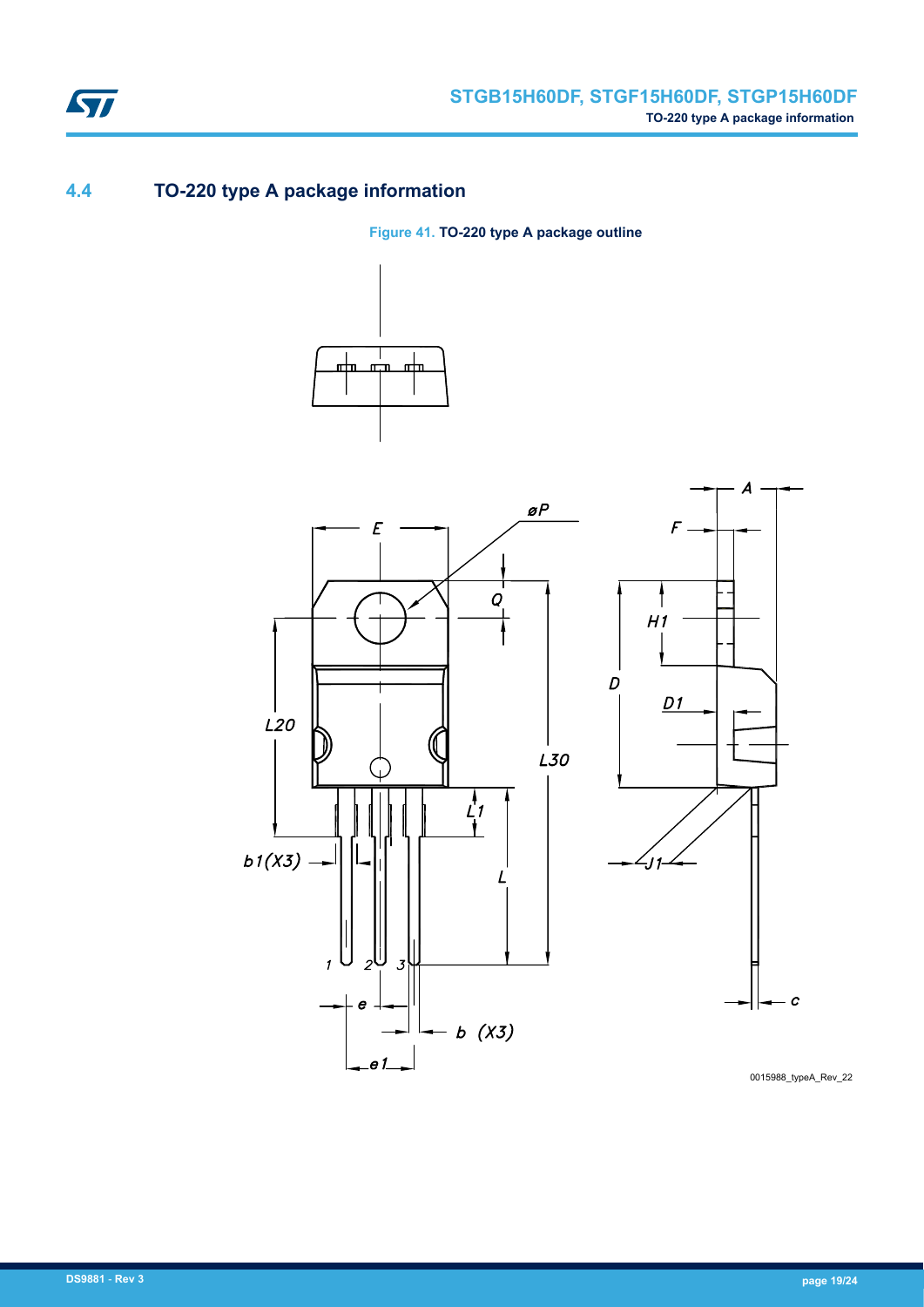## 4.4 TO-220 type A package information

**Figure 41. TO-220 type A package outline**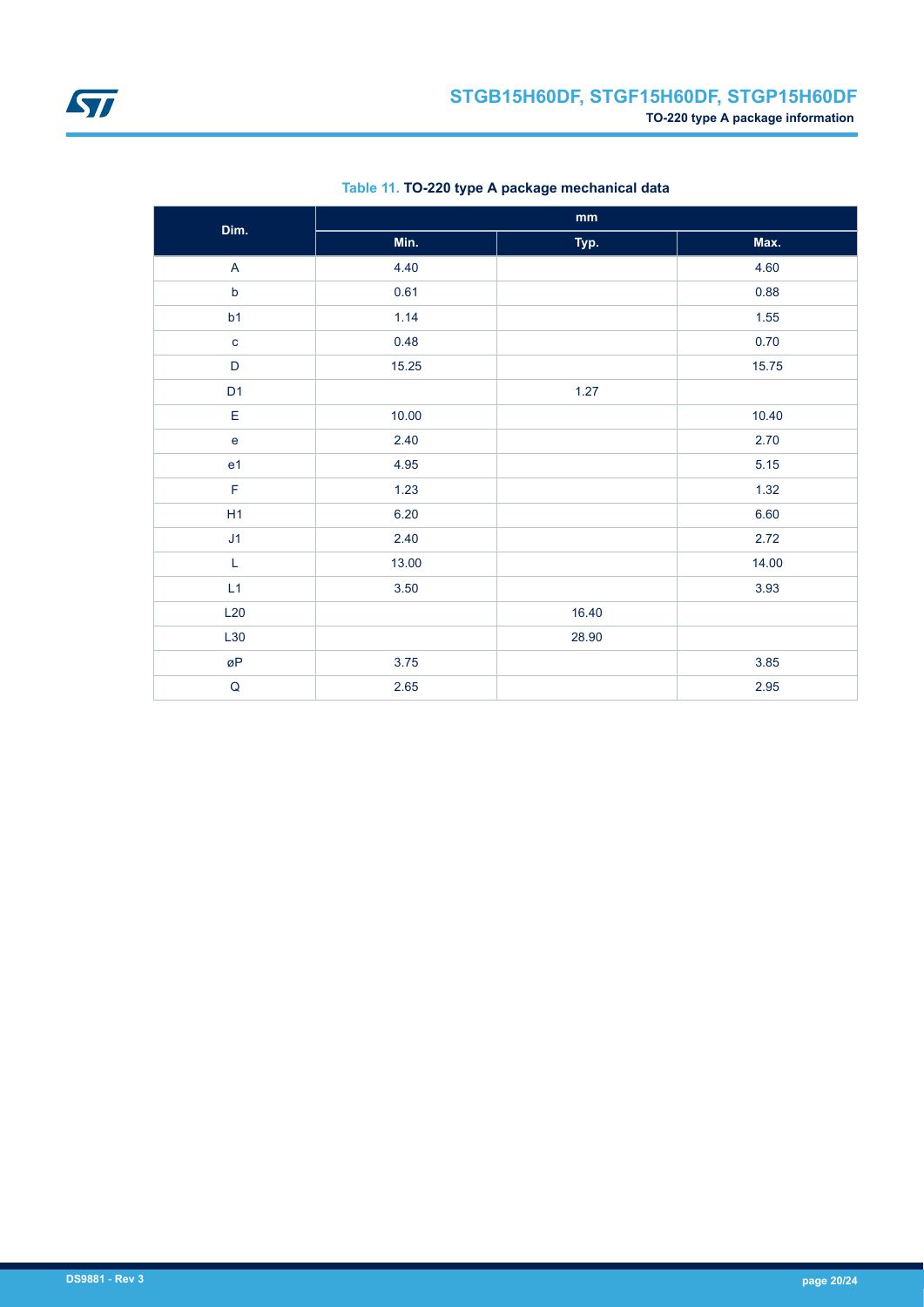Table 11. **TO-220 type A package mechanical data**

| Dim. | mm | | |
|---|---|---|---|
| | Min. | Typ. | Max. |
| A | 4.40 | | 4.60 |
| b | 0.61 | | 0.88 |
| b1 | 1.14 | | 1.55 |
| c | 0.48 | | 0.70 |
| D | 15.25 | | 15.75 |
| D1 | | 1.27 | |
| E | 10.00 | | 10.40 |
| e | 2.40 | | 2.70 |
| e1 | 4.95 | | 5.15 |
| F | 1.23 | | 1.32 |
| H1 | 6.20 | | 6.60 |
| J1 | 2.40 | | 2.72 |
| L | 13.00 | | 14.00 |
| L1 | 3.50 | | 3.93 |
| L20 | | 16.40 | |
| L30 | | 28.90 | |
| øP | 3.75 | | 3.85 |
| Q | 2.65 | | 2.95 |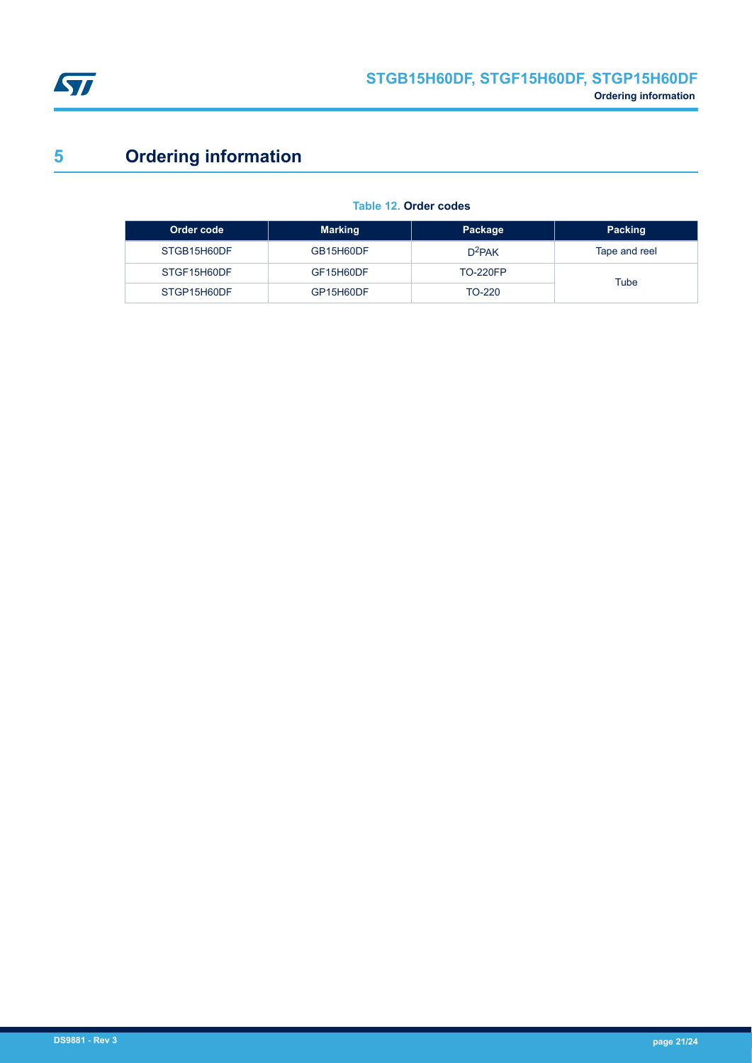# 5 Ordering information

**Table 12. Order codes**

| Order code | Marking | Package | Packing |
| --- | --- | --- | --- |
| STGB15H60DF | GB15H60DF | $D^2PAK$ | Tape and reel |
| STGF15H60DF | GF15H60DF | TO-220FP | Tube |
| STGP15H60DF | GP15H60DF | TO-220 | |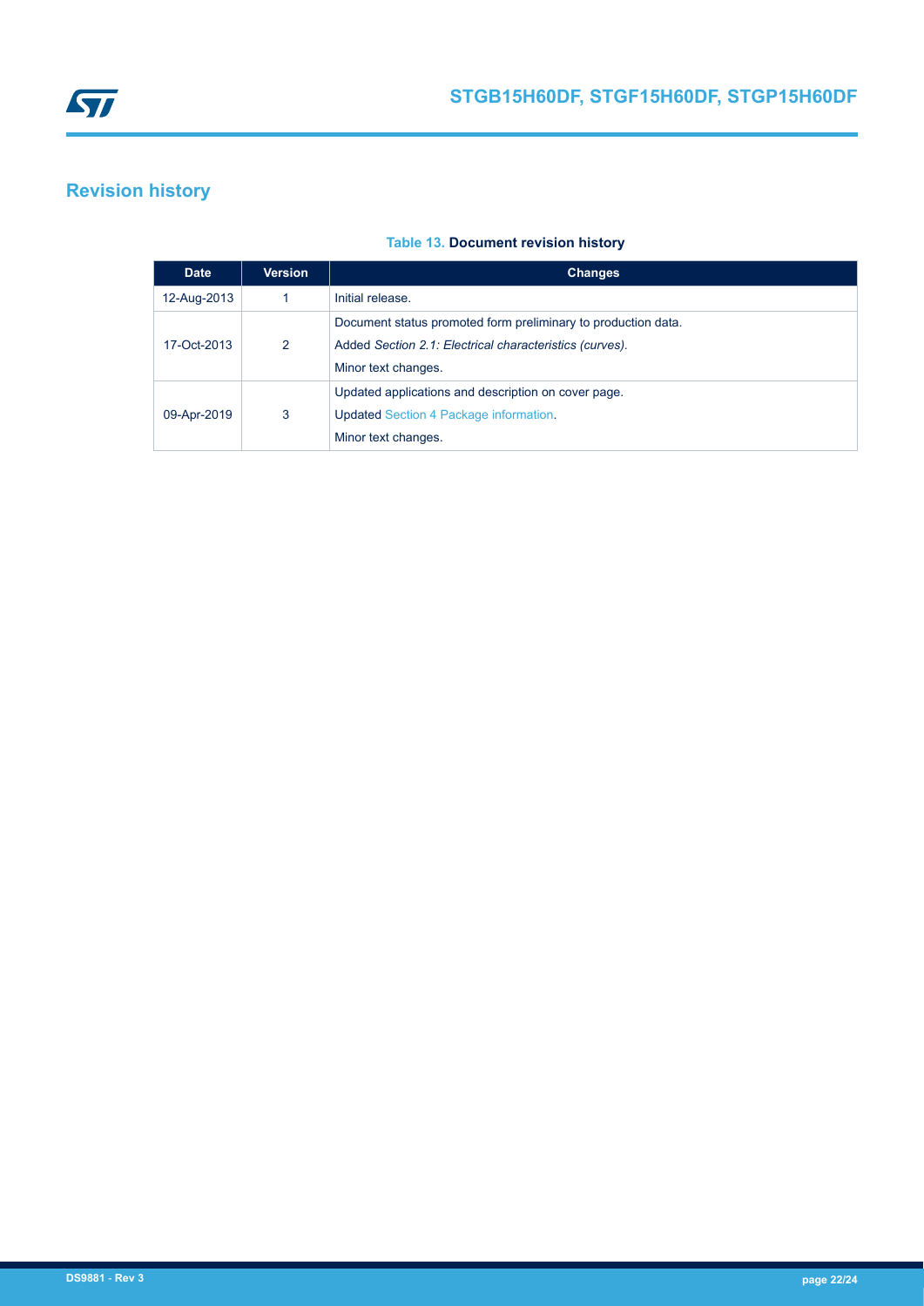# Revision history

**Table 13. Document revision history**

| Date | Version | Changes |
| --- | --- | --- |
| 12-Aug-2013 | 1 | Initial release. |
| 17-Oct-2013 | 2 | Document status promoted form preliminary to production data.<br>Added *Section 2.1: Electrical characteristics (curves).*<br>Minor text changes. |
| 09-Apr-2019 | 3 | Updated applications and description on cover page.<br>Updated Section 4 Package information.<br>Minor text changes. |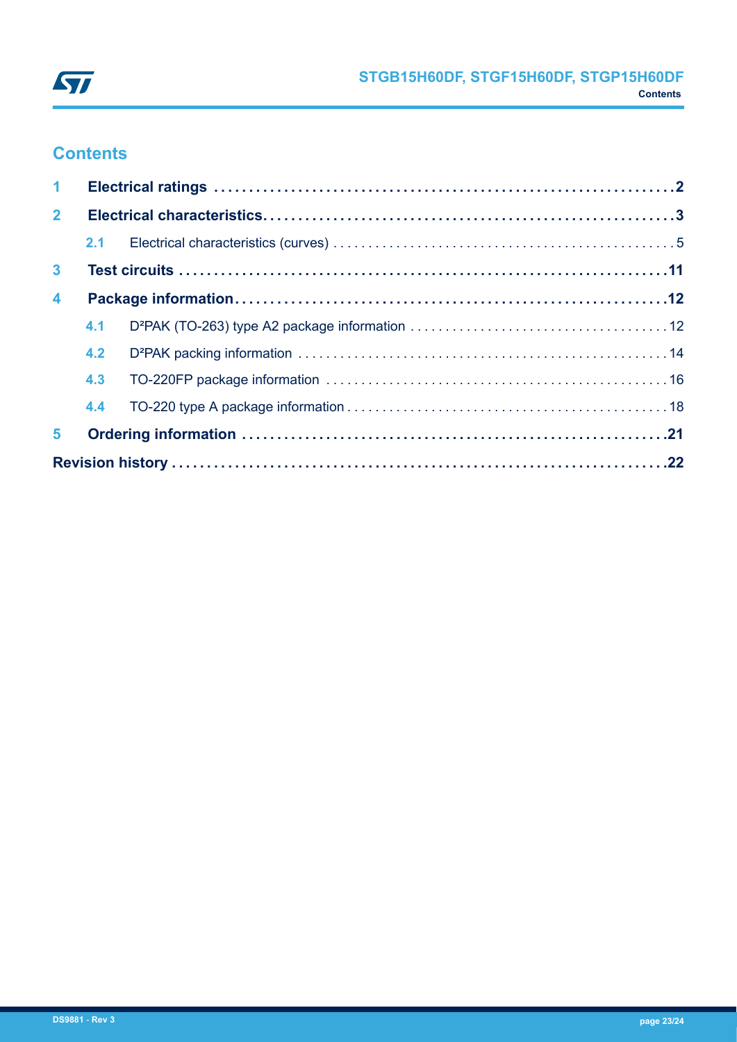# Contents

- **1 Electrical ratings** .......... 2
- **2 Electrical characteristics** .......... 3
  - 2.1 Electrical characteristics (curves) .......... 5
- **3 Test circuits** .......... 11
- **4 Package information** .......... 12
  - 4.1 D²PAK (TO-263) type A2 package information .......... 12
  - 4.2 D²PAK packing information .......... 14
  - 4.3 TO-220FP package information .......... 16
  - 4.4 TO-220 type A package information .......... 18
- **5 Ordering information** .......... 21

**Revision history** .......... 22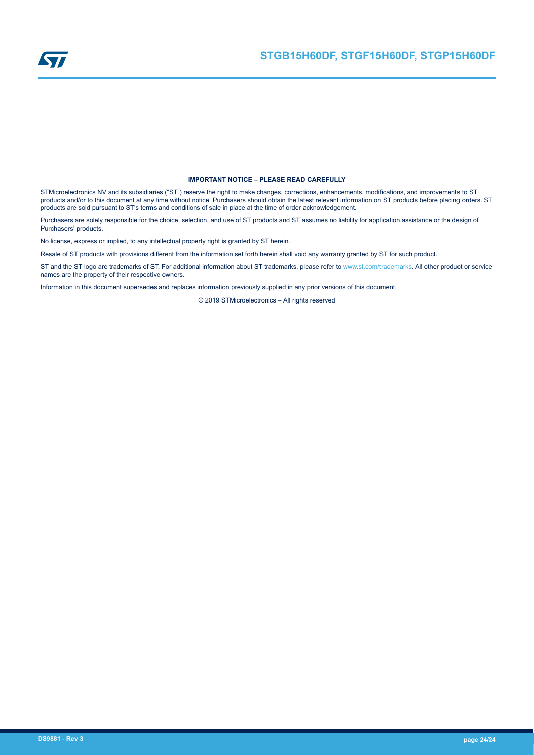**IMPORTANT NOTICE – PLEASE READ CAREFULLY**

STMicroelectronics NV and its subsidiaries ("ST") reserve the right to make changes, corrections, enhancements, modifications, and improvements to ST products and/or to this document at any time without notice. Purchasers should obtain the latest relevant information on ST products before placing orders. ST products are sold pursuant to ST's terms and conditions of sale in place at the time of order acknowledgement.

Purchasers are solely responsible for the choice, selection, and use of ST products and ST assumes no liability for application assistance or the design of Purchasers' products.

No license, express or implied, to any intellectual property right is granted by ST herein.

Resale of ST products with provisions different from the information set forth herein shall void any warranty granted by ST for such product.

ST and the ST logo are trademarks of ST. For additional information about ST trademarks, please refer to www.st.com/trademarks. All other product or service names are the property of their respective owners.

Information in this document supersedes and replaces information previously supplied in any prior versions of this document.

© 2019 STMicroelectronics – All rights reserved